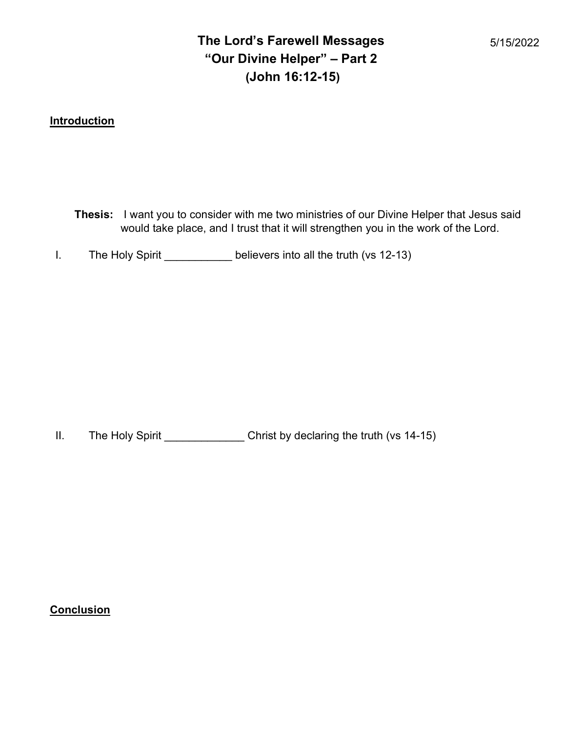# The Lord's Farewell Messages
## "Our Divine Helper" – Part 2
## (John 16:12-15)

5/15/2022

**Introduction**

**Thesis:** I want you to consider with me two ministries of our Divine Helper that Jesus said would take place, and I trust that it will strengthen you in the work of the Lord.

I. The Holy Spirit ___________ believers into all the truth (vs 12-13)

II. The Holy Spirit _____________ Christ by declaring the truth (vs 14-15)

**Conclusion**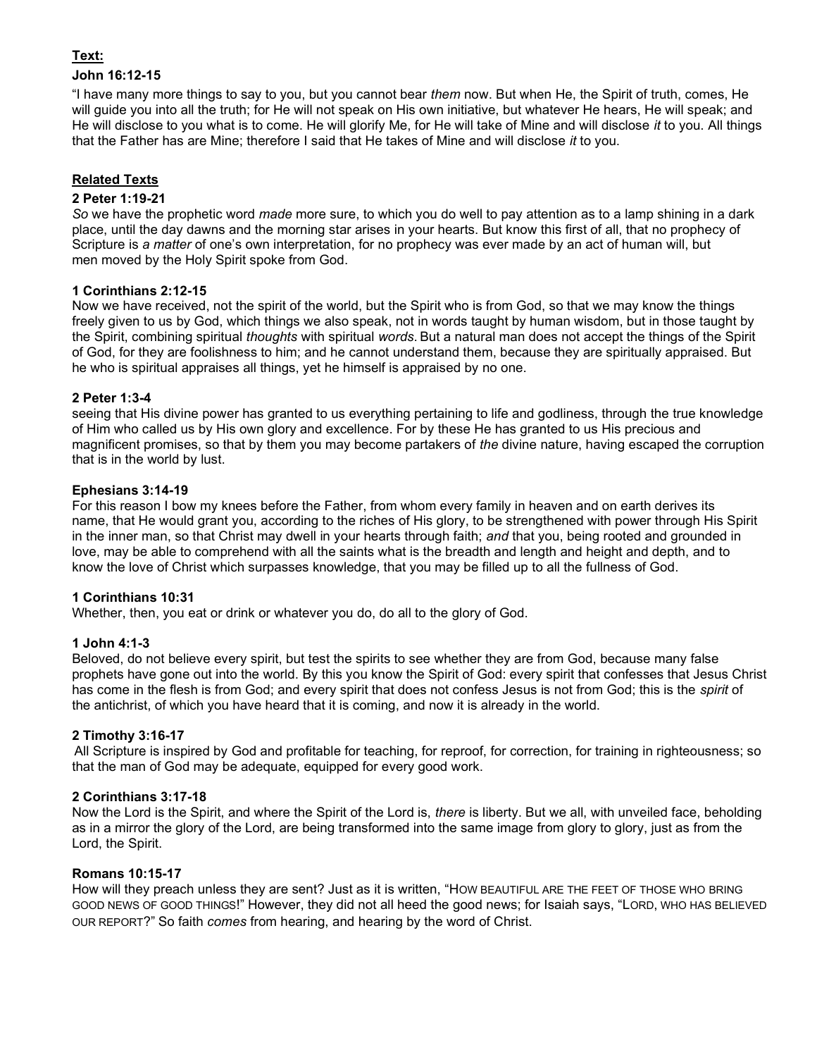**Text:**

**John 16:12-15**

"I have many more things to say to you, but you cannot bear *them* now. But when He, the Spirit of truth, comes, He will guide you into all the truth; for He will not speak on His own initiative, but whatever He hears, He will speak; and He will disclose to you what is to come. He will glorify Me, for He will take of Mine and will disclose *it* to you. All things that the Father has are Mine; therefore I said that He takes of Mine and will disclose *it* to you.

**Related Texts**

**2 Peter 1:19-21**

*So* we have the prophetic word *made* more sure, to which you do well to pay attention as to a lamp shining in a dark place, until the day dawns and the morning star arises in your hearts. But know this first of all, that no prophecy of Scripture is *a matter* of one's own interpretation, for no prophecy was ever made by an act of human will, but men moved by the Holy Spirit spoke from God.

**1 Corinthians 2:12-15**

Now we have received, not the spirit of the world, but the Spirit who is from God, so that we may know the things freely given to us by God, which things we also speak, not in words taught by human wisdom, but in those taught by the Spirit, combining spiritual *thoughts* with spiritual *words*. But a natural man does not accept the things of the Spirit of God, for they are foolishness to him; and he cannot understand them, because they are spiritually appraised. But he who is spiritual appraises all things, yet he himself is appraised by no one.

**2 Peter 1:3-4**

seeing that His divine power has granted to us everything pertaining to life and godliness, through the true knowledge of Him who called us by His own glory and excellence. For by these He has granted to us His precious and magnificent promises, so that by them you may become partakers of *the* divine nature, having escaped the corruption that is in the world by lust.

**Ephesians 3:14-19**

For this reason I bow my knees before the Father, from whom every family in heaven and on earth derives its name, that He would grant you, according to the riches of His glory, to be strengthened with power through His Spirit in the inner man, so that Christ may dwell in your hearts through faith; *and* that you, being rooted and grounded in love, may be able to comprehend with all the saints what is the breadth and length and height and depth, and to know the love of Christ which surpasses knowledge, that you may be filled up to all the fullness of God.

**1 Corinthians 10:31**

Whether, then, you eat or drink or whatever you do, do all to the glory of God.

**1 John 4:1-3**

Beloved, do not believe every spirit, but test the spirits to see whether they are from God, because many false prophets have gone out into the world. By this you know the Spirit of God: every spirit that confesses that Jesus Christ has come in the flesh is from God; and every spirit that does not confess Jesus is not from God; this is the *spirit* of the antichrist, of which you have heard that it is coming, and now it is already in the world.

**2 Timothy 3:16-17**

All Scripture is inspired by God and profitable for teaching, for reproof, for correction, for training in righteousness; so that the man of God may be adequate, equipped for every good work.

**2 Corinthians 3:17-18**

Now the Lord is the Spirit, and where the Spirit of the Lord is, *there* is liberty. But we all, with unveiled face, beholding as in a mirror the glory of the Lord, are being transformed into the same image from glory to glory, just as from the Lord, the Spirit.

**Romans 10:15-17**

How will they preach unless they are sent? Just as it is written, "HOW BEAUTIFUL ARE THE FEET OF THOSE WHO BRING GOOD NEWS OF GOOD THINGS!" However, they did not all heed the good news; for Isaiah says, "LORD, WHO HAS BELIEVED OUR REPORT?" So faith *comes* from hearing, and hearing by the word of Christ.